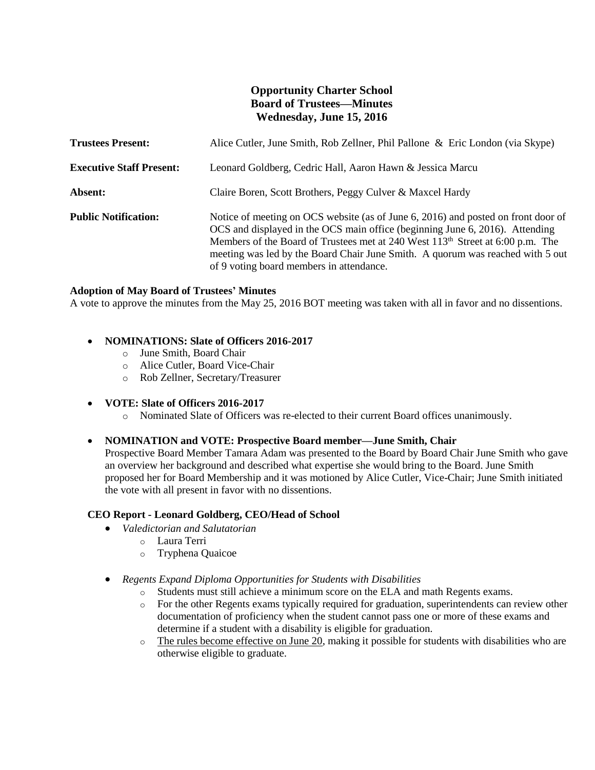# Opportunity Charter School
## Board of Trustees—Minutes
### Wednesday, June 15, 2016

**Trustees Present:** Alice Cutler, June Smith, Rob Zellner, Phil Pallone & Eric London (via Skype)

**Executive Staff Present:** Leonard Goldberg, Cedric Hall, Aaron Hawn & Jessica Marcu

**Absent:** Claire Boren, Scott Brothers, Peggy Culver & Maxcel Hardy

**Public Notification:** Notice of meeting on OCS website (as of June 6, 2016) and posted on front door of OCS and displayed in the OCS main office (beginning June 6, 2016). Attending Members of the Board of Trustees met at 240 West 113th Street at 6:00 p.m. The meeting was led by the Board Chair June Smith. A quorum was reached with 5 out of 9 voting board members in attendance.

**Adoption of May Board of Trustees' Minutes**

A vote to approve the minutes from the May 25, 2016 BOT meeting was taken with all in favor and no dissentions.

- **NOMINATIONS: Slate of Officers 2016-2017**
  - June Smith, Board Chair
  - Alice Cutler, Board Vice-Chair
  - Rob Zellner, Secretary/Treasurer

- **VOTE: Slate of Officers 2016-2017**
  - Nominated Slate of Officers was re-elected to their current Board offices unanimously.

- **NOMINATION and VOTE: Prospective Board member—June Smith, Chair**

  Prospective Board Member Tamara Adam was presented to the Board by Board Chair June Smith who gave an overview her background and described what expertise she would bring to the Board. June Smith proposed her for Board Membership and it was motioned by Alice Cutler, Vice-Chair; June Smith initiated the vote with all present in favor with no dissentions.

**CEO Report - Leonard Goldberg, CEO/Head of School**

- *Valedictorian and Salutatorian*
  - Laura Terri
  - Tryphena Quaicoe

- *Regents Expand Diploma Opportunities for Students with Disabilities*
  - Students must still achieve a minimum score on the ELA and math Regents exams.
  - For the other Regents exams typically required for graduation, superintendents can review other documentation of proficiency when the student cannot pass one or more of these exams and determine if a student with a disability is eligible for graduation.
  - The rules become effective on June 20, making it possible for students with disabilities who are otherwise eligible to graduate.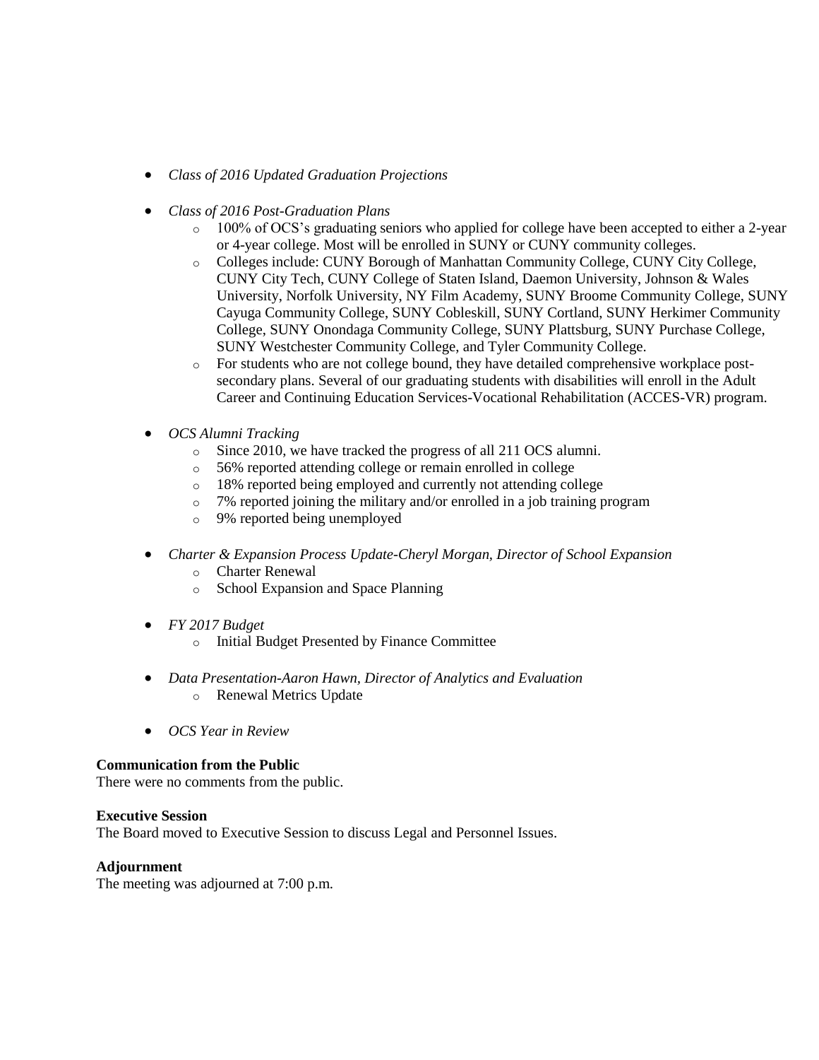- *Class of 2016 Updated Graduation Projections*

- *Class of 2016 Post-Graduation Plans*
    - 100% of OCS's graduating seniors who applied for college have been accepted to either a 2-year or 4-year college. Most will be enrolled in SUNY or CUNY community colleges.
    - Colleges include: CUNY Borough of Manhattan Community College, CUNY City College, CUNY City Tech, CUNY College of Staten Island, Daemon University, Johnson & Wales University, Norfolk University, NY Film Academy, SUNY Broome Community College, SUNY Cayuga Community College, SUNY Cobleskill, SUNY Cortland, SUNY Herkimer Community College, SUNY Onondaga Community College, SUNY Plattsburg, SUNY Purchase College, SUNY Westchester Community College, and Tyler Community College.
    - For students who are not college bound, they have detailed comprehensive workplace post-secondary plans. Several of our graduating students with disabilities will enroll in the Adult Career and Continuing Education Services-Vocational Rehabilitation (ACCES-VR) program.

- *OCS Alumni Tracking*
    - Since 2010, we have tracked the progress of all 211 OCS alumni.
    - 56% reported attending college or remain enrolled in college
    - 18% reported being employed and currently not attending college
    - 7% reported joining the military and/or enrolled in a job training program
    - 9% reported being unemployed

- *Charter & Expansion Process Update-Cheryl Morgan, Director of School Expansion*
    - Charter Renewal
    - School Expansion and Space Planning

- *FY 2017 Budget*
    - Initial Budget Presented by Finance Committee

- *Data Presentation-Aaron Hawn, Director of Analytics and Evaluation*
    - Renewal Metrics Update

- *OCS Year in Review*

**Communication from the Public**
There were no comments from the public.

**Executive Session**
The Board moved to Executive Session to discuss Legal and Personnel Issues.

**Adjournment**
The meeting was adjourned at 7:00 p.m.